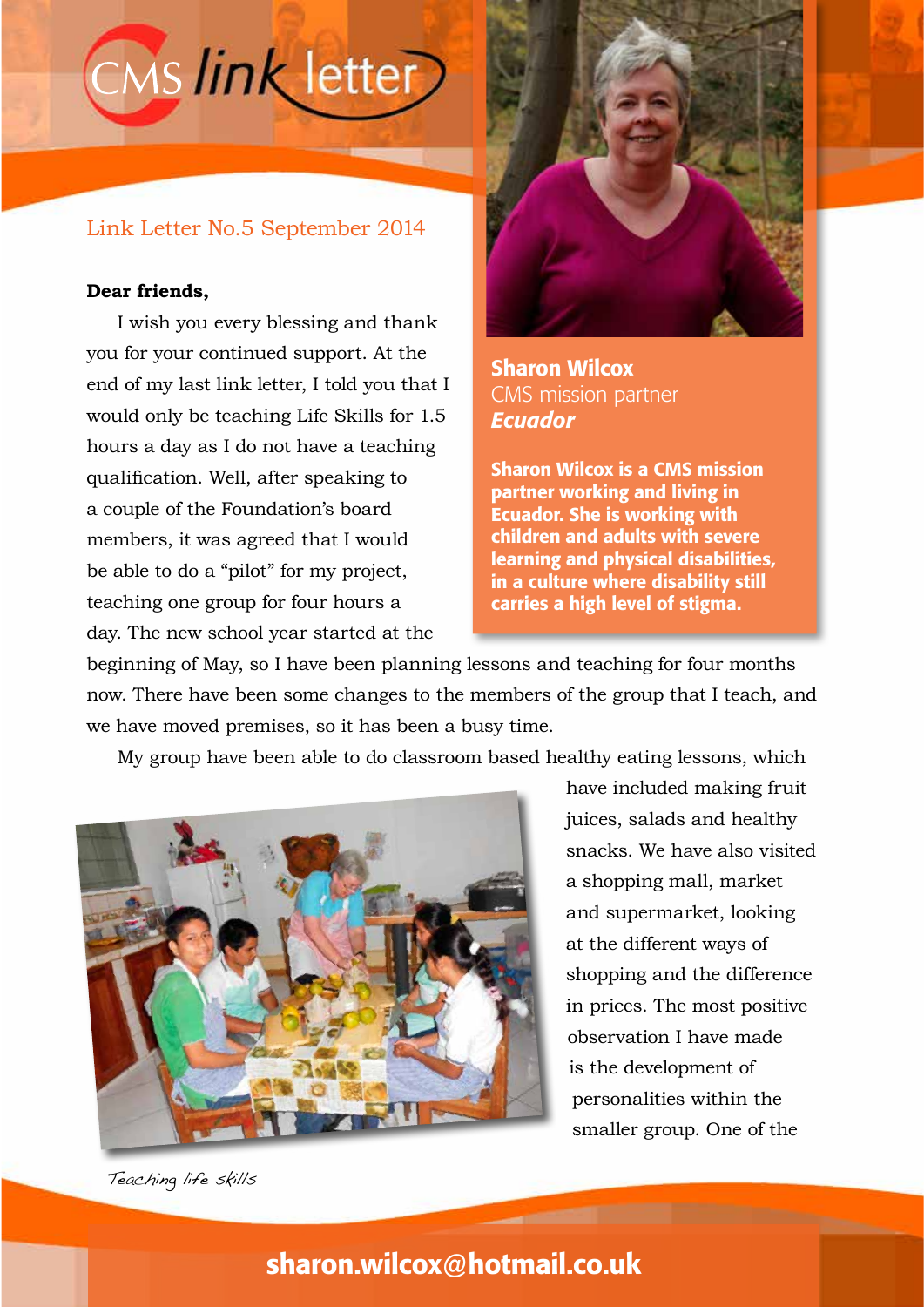# CMS link letter

Link Letter No.5 September 2014

**Sharon Wilcox**
CMS mission partner
***Ecuador***

**Sharon Wilcox is a CMS mission partner working and living in Ecuador. She is working with children and adults with severe learning and physical disabilities, in a culture where disability still carries a high level of stigma.**

**Dear friends,**

I wish you every blessing and thank you for your continued support. At the end of my last link letter, I told you that I would only be teaching Life Skills for 1.5 hours a day as I do not have a teaching qualification. Well, after speaking to a couple of the Foundation's board members, it was agreed that I would be able to do a "pilot" for my project, teaching one group for four hours a day. The new school year started at the beginning of May, so I have been planning lessons and teaching for four months now. There have been some changes to the members of the group that I teach, and we have moved premises, so it has been a busy time.

My group have been able to do classroom based healthy eating lessons, which have included making fruit juices, salads and healthy snacks. We have also visited a shopping mall, market and supermarket, looking at the different ways of shopping and the difference in prices. The most positive observation I have made is the development of personalities within the smaller group. One of the

*Teaching life skills*

**sharon.wilcox@hotmail.co.uk**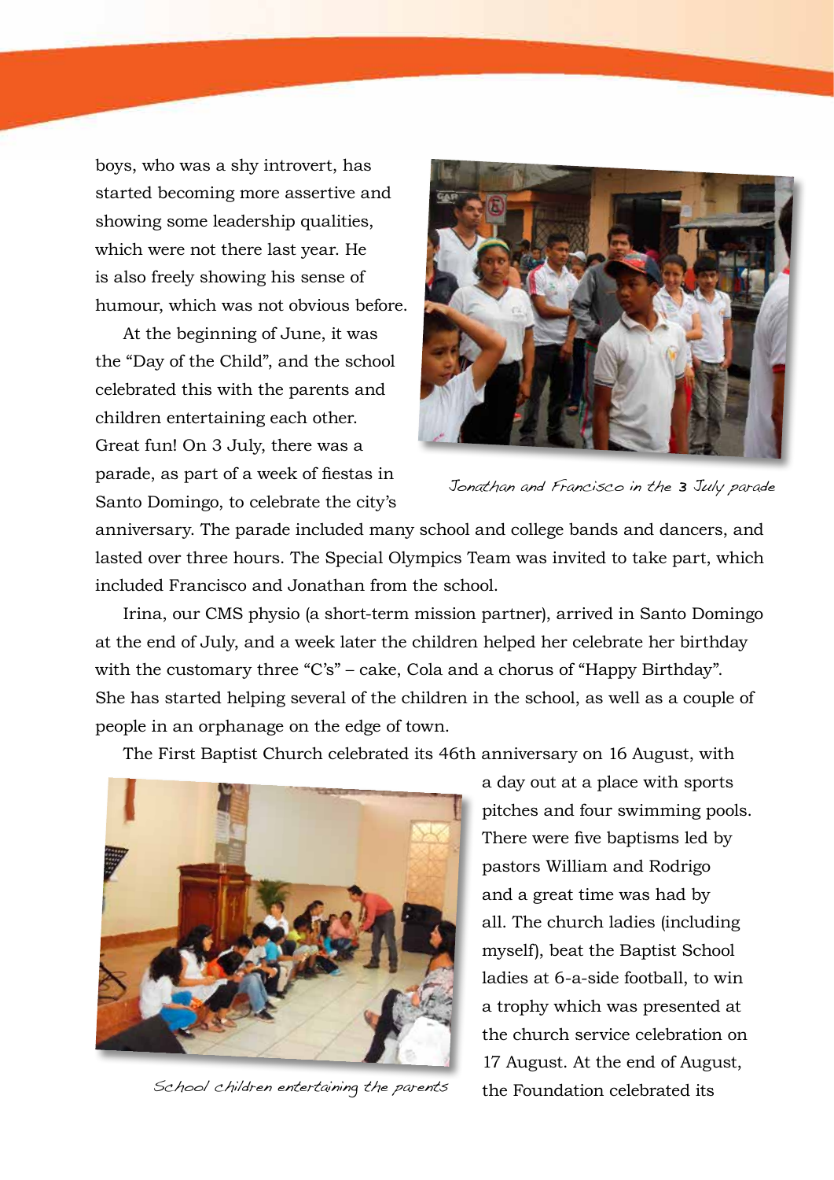boys, who was a shy introvert, has started becoming more assertive and showing some leadership qualities, which were not there last year. He is also freely showing his sense of humour, which was not obvious before.

At the beginning of June, it was the "Day of the Child", and the school celebrated this with the parents and children entertaining each other. Great fun! On 3 July, there was a parade, as part of a week of fiestas in Santo Domingo, to celebrate the city's anniversary. The parade included many school and college bands and dancers, and lasted over three hours. The Special Olympics Team was invited to take part, which included Francisco and Jonathan from the school.

*Jonathan and Francisco in the 3 July parade*

Irina, our CMS physio (a short-term mission partner), arrived in Santo Domingo at the end of July, and a week later the children helped her celebrate her birthday with the customary three "C's" – cake, Cola and a chorus of "Happy Birthday". She has started helping several of the children in the school, as well as a couple of people in an orphanage on the edge of town.

The First Baptist Church celebrated its 46th anniversary on 16 August, with a day out at a place with sports pitches and four swimming pools. There were five baptisms led by pastors William and Rodrigo and a great time was had by all. The church ladies (including myself), beat the Baptist School ladies at 6-a-side football, to win a trophy which was presented at the church service celebration on 17 August. At the end of August, the Foundation celebrated its

*School children entertaining the parents*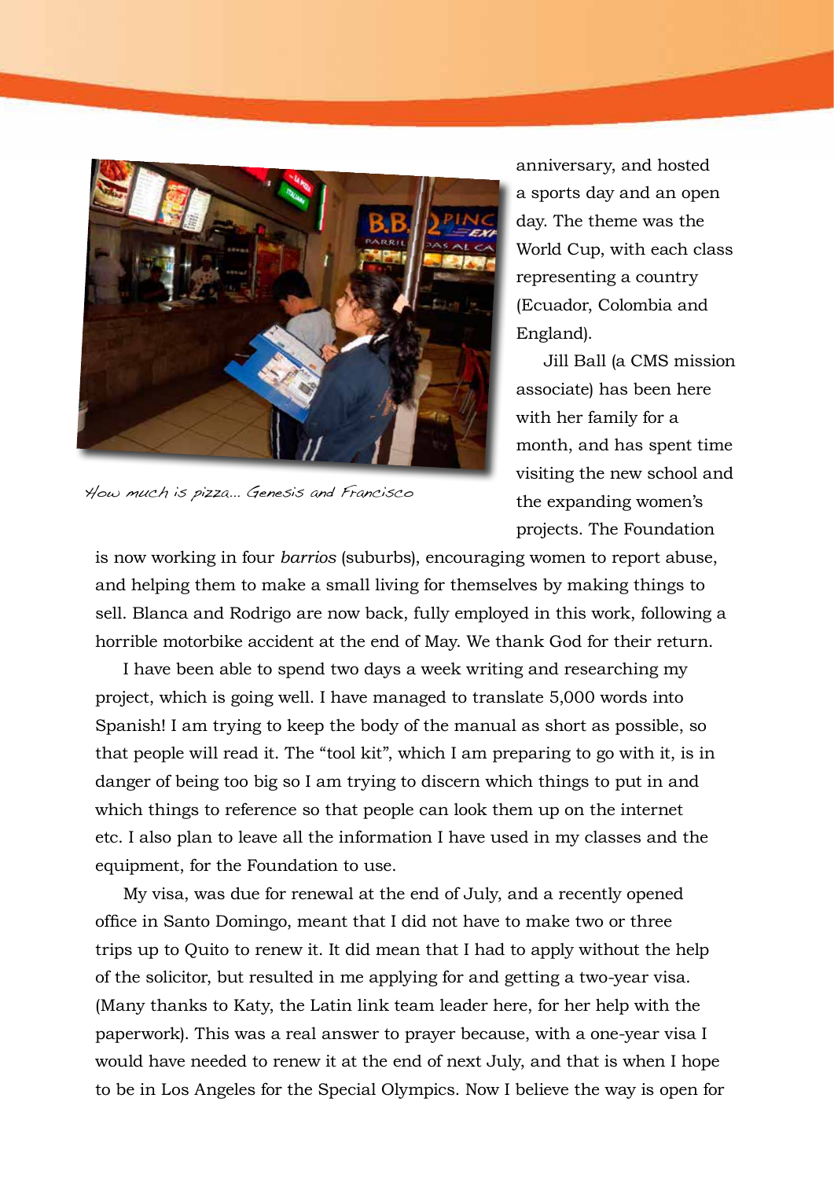How much is pizza... Genesis and Francisco

anniversary, and hosted a sports day and an open day. The theme was the World Cup, with each class representing a country (Ecuador, Colombia and England).

Jill Ball (a CMS mission associate) has been here with her family for a month, and has spent time visiting the new school and the expanding women's projects. The Foundation is now working in four *barrios* (suburbs), encouraging women to report abuse, and helping them to make a small living for themselves by making things to sell. Blanca and Rodrigo are now back, fully employed in this work, following a horrible motorbike accident at the end of May. We thank God for their return.

I have been able to spend two days a week writing and researching my project, which is going well. I have managed to translate 5,000 words into Spanish! I am trying to keep the body of the manual as short as possible, so that people will read it. The "tool kit", which I am preparing to go with it, is in danger of being too big so I am trying to discern which things to put in and which things to reference so that people can look them up on the internet etc. I also plan to leave all the information I have used in my classes and the equipment, for the Foundation to use.

My visa, was due for renewal at the end of July, and a recently opened office in Santo Domingo, meant that I did not have to make two or three trips up to Quito to renew it. It did mean that I had to apply without the help of the solicitor, but resulted in me applying for and getting a two-year visa. (Many thanks to Katy, the Latin link team leader here, for her help with the paperwork). This was a real answer to prayer because, with a one-year visa I would have needed to renew it at the end of next July, and that is when I hope to be in Los Angeles for the Special Olympics. Now I believe the way is open for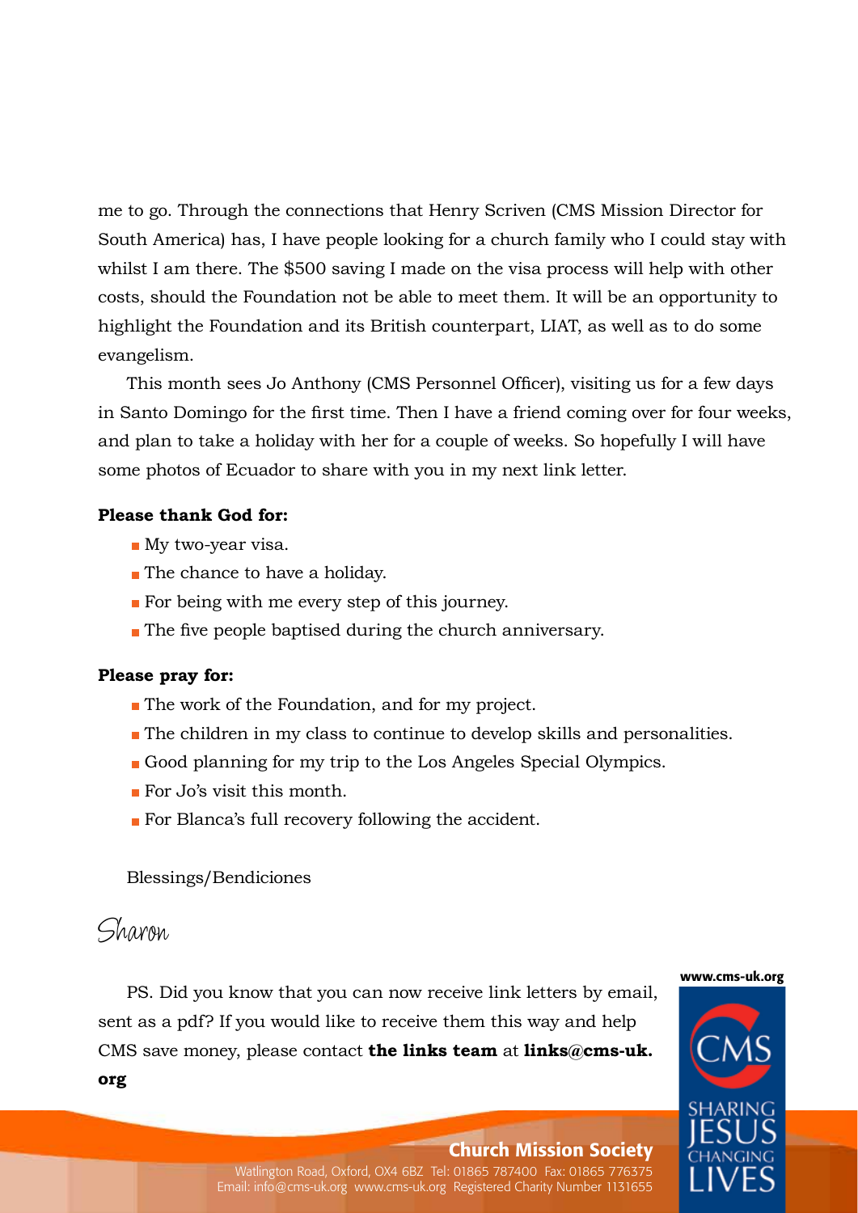me to go. Through the connections that Henry Scriven (CMS Mission Director for South America) has, I have people looking for a church family who I could stay with whilst I am there. The $500 saving I made on the visa process will help with other costs, should the Foundation not be able to meet them. It will be an opportunity to highlight the Foundation and its British counterpart, LIAT, as well as to do some evangelism.

This month sees Jo Anthony (CMS Personnel Officer), visiting us for a few days in Santo Domingo for the first time. Then I have a friend coming over for four weeks, and plan to take a holiday with her for a couple of weeks. So hopefully I will have some photos of Ecuador to share with you in my next link letter.

**Please thank God for:**

- My two-year visa.
- The chance to have a holiday.
- For being with me every step of this journey.
- The five people baptised during the church anniversary.

**Please pray for:**

- The work of the Foundation, and for my project.
- The children in my class to continue to develop skills and personalities.
- Good planning for my trip to the Los Angeles Special Olympics.
- For Jo's visit this month.
- For Blanca's full recovery following the accident.

Blessings/Bendiciones

Sharon

PS. Did you know that you can now receive link letters by email, sent as a pdf? If you would like to receive them this way and help CMS save money, please contact **the links team** at **links@cms-uk.org**

www.cms-uk.org

CMS SHARING JESUS CHANGING LIVES

**Church Mission Society**

Watlington Road, Oxford, OX4 6BZ Tel: 01865 787400 Fax: 01865 776375
Email: info@cms-uk.org www.cms-uk.org Registered Charity Number 1131655